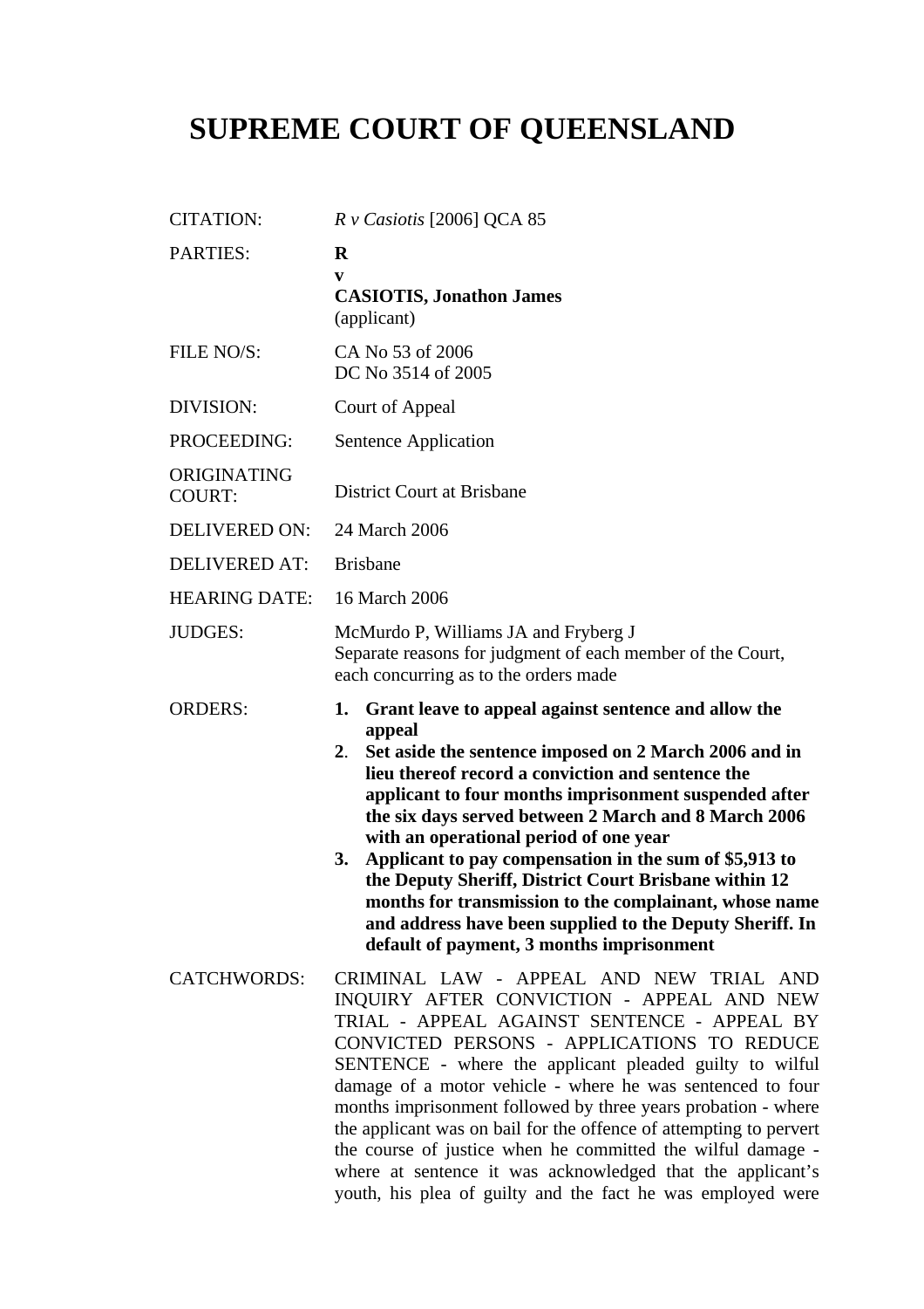# SUPREME COURT OF QUEENSLAND

| | |
|---|---|
| CITATION: | *R v Casiotis* [2006] QCA 85 |
| PARTIES: | **R**<br>**v**<br>**CASIOTIS, Jonathon James**<br>(applicant) |
| FILE NO/S: | CA No 53 of 2006<br>DC No 3514 of 2005 |
| DIVISION: | Court of Appeal |
| PROCEEDING: | Sentence Application |
| ORIGINATING COURT: | District Court at Brisbane |
| DELIVERED ON: | 24 March 2006 |
| DELIVERED AT: | Brisbane |
| HEARING DATE: | 16 March 2006 |
| JUDGES: | McMurdo P, Williams JA and Fryberg J<br>Separate reasons for judgment of each member of the Court, each concurring as to the orders made |
| ORDERS: | **1. Grant leave to appeal against sentence and allow the appeal**<br>**2. Set aside the sentence imposed on 2 March 2006 and in lieu thereof record a conviction and sentence the applicant to four months imprisonment suspended after the six days served between 2 March and 8 March 2006 with an operational period of one year**<br>**3. Applicant to pay compensation in the sum of $5,913 to the Deputy Sheriff, District Court Brisbane within 12 months for transmission to the complainant, whose name and address have been supplied to the Deputy Sheriff. In default of payment, 3 months imprisonment** |
| CATCHWORDS: | CRIMINAL LAW - APPEAL AND NEW TRIAL AND INQUIRY AFTER CONVICTION - APPEAL AND NEW TRIAL - APPEAL AGAINST SENTENCE - APPEAL BY CONVICTED PERSONS - APPLICATIONS TO REDUCE SENTENCE - where the applicant pleaded guilty to wilful damage of a motor vehicle - where he was sentenced to four months imprisonment followed by three years probation - where the applicant was on bail for the offence of attempting to pervert the course of justice when he committed the wilful damage - where at sentence it was acknowledged that the applicant's youth, his plea of guilty and the fact he was employed were |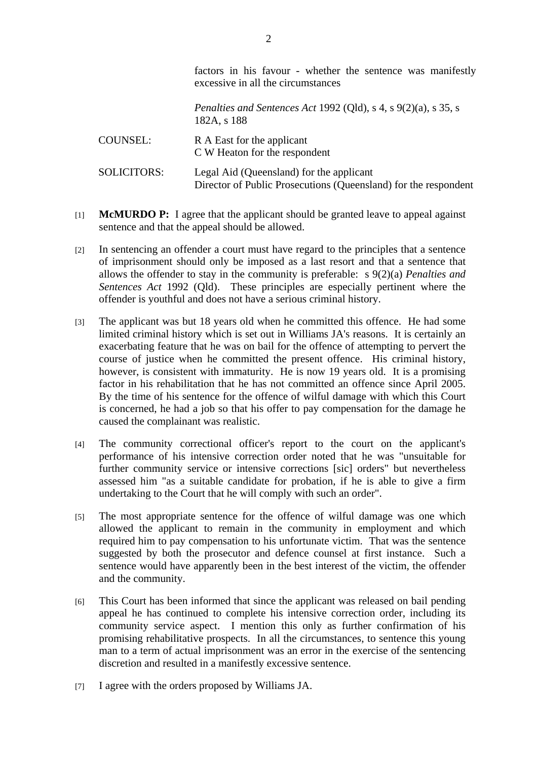factors in his favour - whether the sentence was manifestly excessive in all the circumstances

*Penalties and Sentences Act* 1992 (Qld), s 4, s 9(2)(a), s 35, s 182A, s 188

COUNSEL: R A East for the applicant
C W Heaton for the respondent

SOLICITORS: Legal Aid (Queensland) for the applicant
Director of Public Prosecutions (Queensland) for the respondent

[1] **McMURDO P:** I agree that the applicant should be granted leave to appeal against sentence and that the appeal should be allowed.

[2] In sentencing an offender a court must have regard to the principles that a sentence of imprisonment should only be imposed as a last resort and that a sentence that allows the offender to stay in the community is preferable: s 9(2)(a) *Penalties and Sentences Act* 1992 (Qld). These principles are especially pertinent where the offender is youthful and does not have a serious criminal history.

[3] The applicant was but 18 years old when he committed this offence. He had some limited criminal history which is set out in Williams JA's reasons. It is certainly an exacerbating feature that he was on bail for the offence of attempting to pervert the course of justice when he committed the present offence. His criminal history, however, is consistent with immaturity. He is now 19 years old. It is a promising factor in his rehabilitation that he has not committed an offence since April 2005. By the time of his sentence for the offence of wilful damage with which this Court is concerned, he had a job so that his offer to pay compensation for the damage he caused the complainant was realistic.

[4] The community correctional officer's report to the court on the applicant's performance of his intensive correction order noted that he was "unsuitable for further community service or intensive corrections [sic] orders" but nevertheless assessed him "as a suitable candidate for probation, if he is able to give a firm undertaking to the Court that he will comply with such an order".

[5] The most appropriate sentence for the offence of wilful damage was one which allowed the applicant to remain in the community in employment and which required him to pay compensation to his unfortunate victim. That was the sentence suggested by both the prosecutor and defence counsel at first instance. Such a sentence would have apparently been in the best interest of the victim, the offender and the community.

[6] This Court has been informed that since the applicant was released on bail pending appeal he has continued to complete his intensive correction order, including its community service aspect. I mention this only as further confirmation of his promising rehabilitative prospects. In all the circumstances, to sentence this young man to a term of actual imprisonment was an error in the exercise of the sentencing discretion and resulted in a manifestly excessive sentence.

[7] I agree with the orders proposed by Williams JA.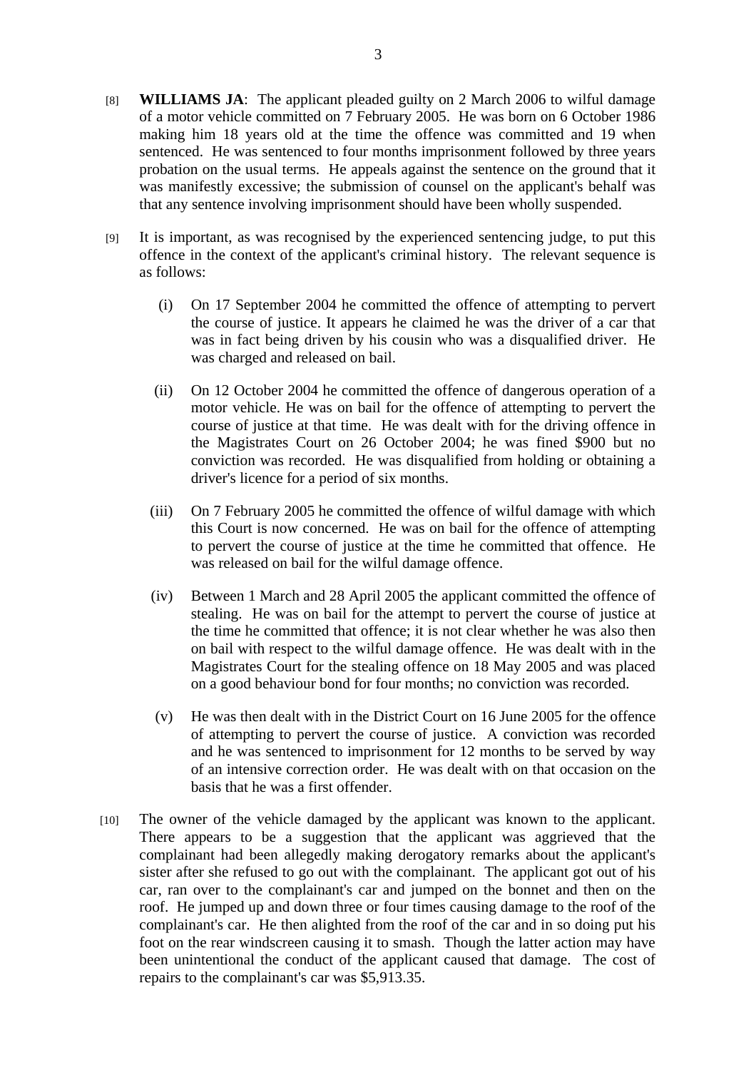[8] **WILLIAMS JA**: The applicant pleaded guilty on 2 March 2006 to wilful damage of a motor vehicle committed on 7 February 2005. He was born on 6 October 1986 making him 18 years old at the time the offence was committed and 19 when sentenced. He was sentenced to four months imprisonment followed by three years probation on the usual terms. He appeals against the sentence on the ground that it was manifestly excessive; the submission of counsel on the applicant's behalf was that any sentence involving imprisonment should have been wholly suspended.

[9] It is important, as was recognised by the experienced sentencing judge, to put this offence in the context of the applicant's criminal history. The relevant sequence is as follows:

(i) On 17 September 2004 he committed the offence of attempting to pervert the course of justice. It appears he claimed he was the driver of a car that was in fact being driven by his cousin who was a disqualified driver. He was charged and released on bail.

(ii) On 12 October 2004 he committed the offence of dangerous operation of a motor vehicle. He was on bail for the offence of attempting to pervert the course of justice at that time. He was dealt with for the driving offence in the Magistrates Court on 26 October 2004; he was fined $900 but no conviction was recorded. He was disqualified from holding or obtaining a driver's licence for a period of six months.

(iii) On 7 February 2005 he committed the offence of wilful damage with which this Court is now concerned. He was on bail for the offence of attempting to pervert the course of justice at the time he committed that offence. He was released on bail for the wilful damage offence.

(iv) Between 1 March and 28 April 2005 the applicant committed the offence of stealing. He was on bail for the attempt to pervert the course of justice at the time he committed that offence; it is not clear whether he was also then on bail with respect to the wilful damage offence. He was dealt with in the Magistrates Court for the stealing offence on 18 May 2005 and was placed on a good behaviour bond for four months; no conviction was recorded.

(v) He was then dealt with in the District Court on 16 June 2005 for the offence of attempting to pervert the course of justice. A conviction was recorded and he was sentenced to imprisonment for 12 months to be served by way of an intensive correction order. He was dealt with on that occasion on the basis that he was a first offender.

[10] The owner of the vehicle damaged by the applicant was known to the applicant. There appears to be a suggestion that the applicant was aggrieved that the complainant had been allegedly making derogatory remarks about the applicant's sister after she refused to go out with the complainant. The applicant got out of his car, ran over to the complainant's car and jumped on the bonnet and then on the roof. He jumped up and down three or four times causing damage to the roof of the complainant's car. He then alighted from the roof of the car and in so doing put his foot on the rear windscreen causing it to smash. Though the latter action may have been unintentional the conduct of the applicant caused that damage. The cost of repairs to the complainant's car was $5,913.35.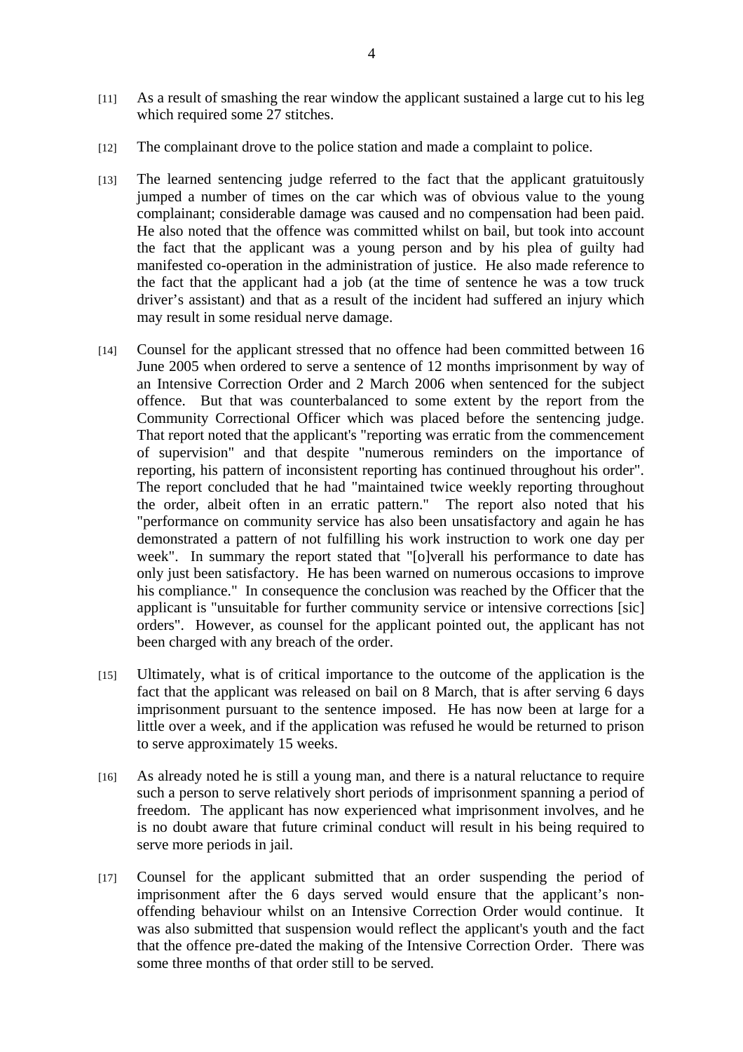[11] As a result of smashing the rear window the applicant sustained a large cut to his leg which required some 27 stitches.

[12] The complainant drove to the police station and made a complaint to police.

[13] The learned sentencing judge referred to the fact that the applicant gratuitously jumped a number of times on the car which was of obvious value to the young complainant; considerable damage was caused and no compensation had been paid. He also noted that the offence was committed whilst on bail, but took into account the fact that the applicant was a young person and by his plea of guilty had manifested co-operation in the administration of justice. He also made reference to the fact that the applicant had a job (at the time of sentence he was a tow truck driver's assistant) and that as a result of the incident had suffered an injury which may result in some residual nerve damage.

[14] Counsel for the applicant stressed that no offence had been committed between 16 June 2005 when ordered to serve a sentence of 12 months imprisonment by way of an Intensive Correction Order and 2 March 2006 when sentenced for the subject offence. But that was counterbalanced to some extent by the report from the Community Correctional Officer which was placed before the sentencing judge. That report noted that the applicant's "reporting was erratic from the commencement of supervision" and that despite "numerous reminders on the importance of reporting, his pattern of inconsistent reporting has continued throughout his order". The report concluded that he had "maintained twice weekly reporting throughout the order, albeit often in an erratic pattern." The report also noted that his "performance on community service has also been unsatisfactory and again he has demonstrated a pattern of not fulfilling his work instruction to work one day per week". In summary the report stated that "[o]verall his performance to date has only just been satisfactory. He has been warned on numerous occasions to improve his compliance." In consequence the conclusion was reached by the Officer that the applicant is "unsuitable for further community service or intensive corrections [sic] orders". However, as counsel for the applicant pointed out, the applicant has not been charged with any breach of the order.

[15] Ultimately, what is of critical importance to the outcome of the application is the fact that the applicant was released on bail on 8 March, that is after serving 6 days imprisonment pursuant to the sentence imposed. He has now been at large for a little over a week, and if the application was refused he would be returned to prison to serve approximately 15 weeks.

[16] As already noted he is still a young man, and there is a natural reluctance to require such a person to serve relatively short periods of imprisonment spanning a period of freedom. The applicant has now experienced what imprisonment involves, and he is no doubt aware that future criminal conduct will result in his being required to serve more periods in jail.

[17] Counsel for the applicant submitted that an order suspending the period of imprisonment after the 6 days served would ensure that the applicant's non-offending behaviour whilst on an Intensive Correction Order would continue. It was also submitted that suspension would reflect the applicant's youth and the fact that the offence pre-dated the making of the Intensive Correction Order. There was some three months of that order still to be served.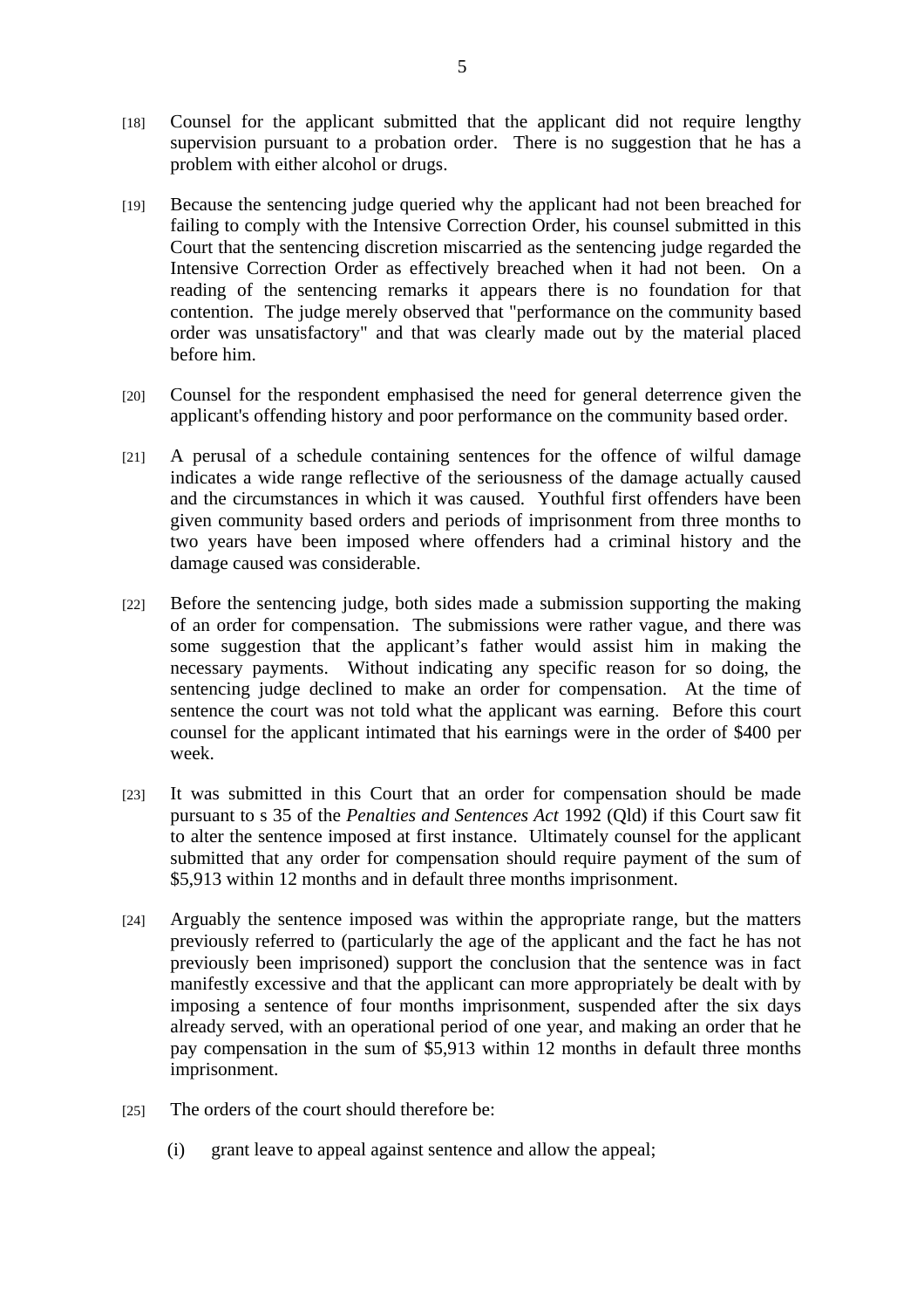[18] Counsel for the applicant submitted that the applicant did not require lengthy supervision pursuant to a probation order. There is no suggestion that he has a problem with either alcohol or drugs.

[19] Because the sentencing judge queried why the applicant had not been breached for failing to comply with the Intensive Correction Order, his counsel submitted in this Court that the sentencing discretion miscarried as the sentencing judge regarded the Intensive Correction Order as effectively breached when it had not been. On a reading of the sentencing remarks it appears there is no foundation for that contention. The judge merely observed that "performance on the community based order was unsatisfactory" and that was clearly made out by the material placed before him.

[20] Counsel for the respondent emphasised the need for general deterrence given the applicant's offending history and poor performance on the community based order.

[21] A perusal of a schedule containing sentences for the offence of wilful damage indicates a wide range reflective of the seriousness of the damage actually caused and the circumstances in which it was caused. Youthful first offenders have been given community based orders and periods of imprisonment from three months to two years have been imposed where offenders had a criminal history and the damage caused was considerable.

[22] Before the sentencing judge, both sides made a submission supporting the making of an order for compensation. The submissions were rather vague, and there was some suggestion that the applicant's father would assist him in making the necessary payments. Without indicating any specific reason for so doing, the sentencing judge declined to make an order for compensation. At the time of sentence the court was not told what the applicant was earning. Before this court counsel for the applicant intimated that his earnings were in the order of $400 per week.

[23] It was submitted in this Court that an order for compensation should be made pursuant to s 35 of the *Penalties and Sentences Act* 1992 (Qld) if this Court saw fit to alter the sentence imposed at first instance. Ultimately counsel for the applicant submitted that any order for compensation should require payment of the sum of $5,913 within 12 months and in default three months imprisonment.

[24] Arguably the sentence imposed was within the appropriate range, but the matters previously referred to (particularly the age of the applicant and the fact he has not previously been imprisoned) support the conclusion that the sentence was in fact manifestly excessive and that the applicant can more appropriately be dealt with by imposing a sentence of four months imprisonment, suspended after the six days already served, with an operational period of one year, and making an order that he pay compensation in the sum of $5,913 within 12 months in default three months imprisonment.

[25] The orders of the court should therefore be:

(i) grant leave to appeal against sentence and allow the appeal;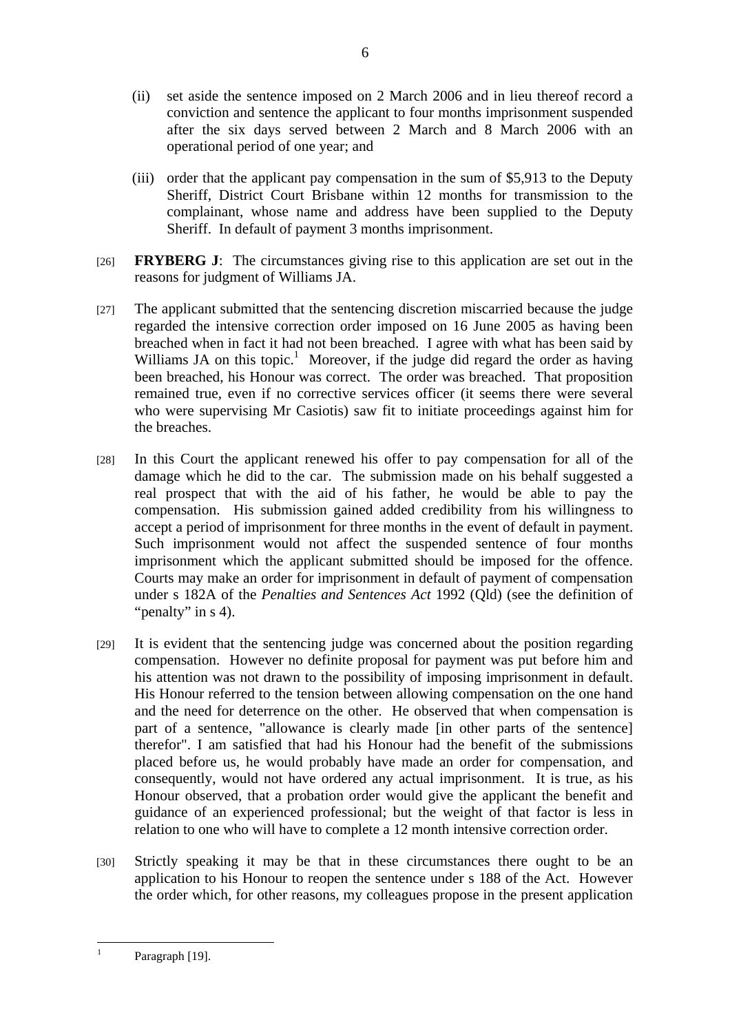(ii) set aside the sentence imposed on 2 March 2006 and in lieu thereof record a conviction and sentence the applicant to four months imprisonment suspended after the six days served between 2 March and 8 March 2006 with an operational period of one year; and

(iii) order that the applicant pay compensation in the sum of $5,913 to the Deputy Sheriff, District Court Brisbane within 12 months for transmission to the complainant, whose name and address have been supplied to the Deputy Sheriff. In default of payment 3 months imprisonment.

[26] **FRYBERG J**: The circumstances giving rise to this application are set out in the reasons for judgment of Williams JA.

[27] The applicant submitted that the sentencing discretion miscarried because the judge regarded the intensive correction order imposed on 16 June 2005 as having been breached when in fact it had not been breached. I agree with what has been said by Williams JA on this topic.[1] Moreover, if the judge did regard the order as having been breached, his Honour was correct. The order was breached. That proposition remained true, even if no corrective services officer (it seems there were several who were supervising Mr Casiotis) saw fit to initiate proceedings against him for the breaches.

[28] In this Court the applicant renewed his offer to pay compensation for all of the damage which he did to the car. The submission made on his behalf suggested a real prospect that with the aid of his father, he would be able to pay the compensation. His submission gained added credibility from his willingness to accept a period of imprisonment for three months in the event of default in payment. Such imprisonment would not affect the suspended sentence of four months imprisonment which the applicant submitted should be imposed for the offence. Courts may make an order for imprisonment in default of payment of compensation under s 182A of the *Penalties and Sentences Act* 1992 (Qld) (see the definition of "penalty" in s 4).

[29] It is evident that the sentencing judge was concerned about the position regarding compensation. However no definite proposal for payment was put before him and his attention was not drawn to the possibility of imposing imprisonment in default. His Honour referred to the tension between allowing compensation on the one hand and the need for deterrence on the other. He observed that when compensation is part of a sentence, "allowance is clearly made [in other parts of the sentence] therefor". I am satisfied that had his Honour had the benefit of the submissions placed before us, he would probably have made an order for compensation, and consequently, would not have ordered any actual imprisonment. It is true, as his Honour observed, that a probation order would give the applicant the benefit and guidance of an experienced professional; but the weight of that factor is less in relation to one who will have to complete a 12 month intensive correction order.

[30] Strictly speaking it may be that in these circumstances there ought to be an application to his Honour to reopen the sentence under s 188 of the Act. However the order which, for other reasons, my colleagues propose in the present application

---

[1] Paragraph [19].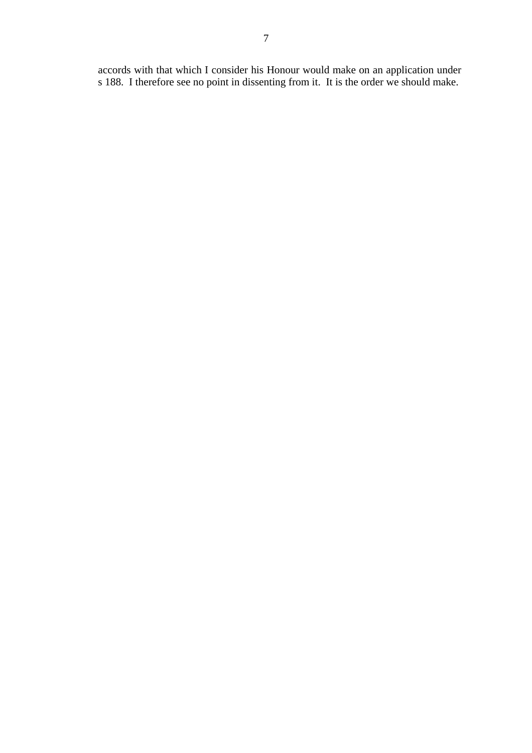accords with that which I consider his Honour would make on an application under s 188. I therefore see no point in dissenting from it. It is the order we should make.